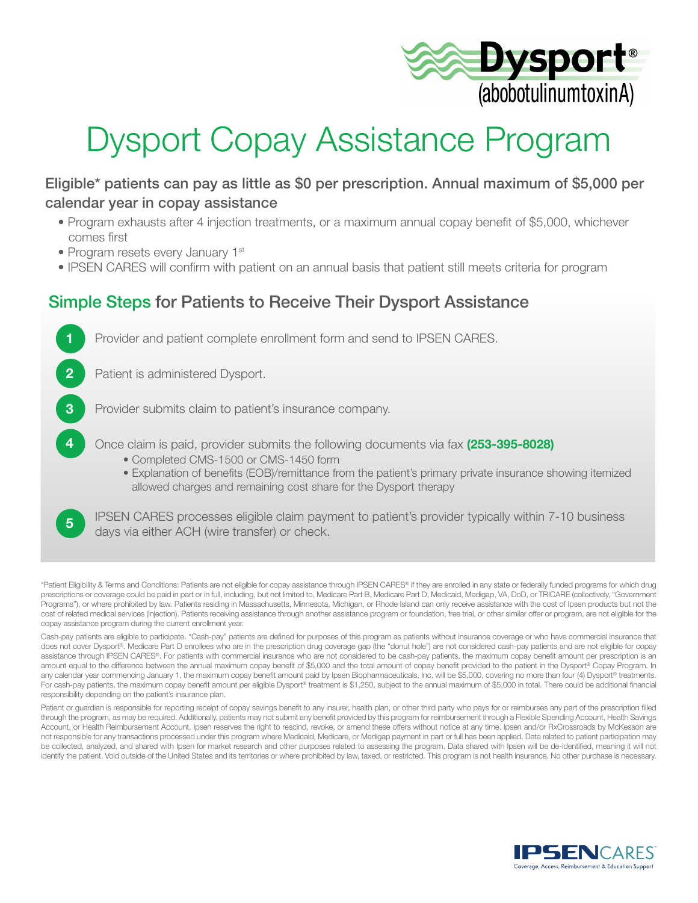Dysport® (abobotulinumtoxinA)

# Dysport Copay Assistance Program

**Eligible* patients can pay as little as $0 per prescription. Annual maximum of $5,000 per calendar year in copay assistance**

- Program exhausts after 4 injection treatments, or a maximum annual copay benefit of $5,000, whichever comes first
- Program resets every January 1st
- IPSEN CARES will confirm with patient on an annual basis that patient still meets criteria for program

## Simple Steps for Patients to Receive Their Dysport Assistance

1. Provider and patient complete enrollment form and send to IPSEN CARES.
2. Patient is administered Dysport.
3. Provider submits claim to patient's insurance company.
4. Once claim is paid, provider submits the following documents via fax **(253-395-8028)**
   - Completed CMS-1500 or CMS-1450 form
   - Explanation of benefits (EOB)/remittance from the patient's primary private insurance showing itemized allowed charges and remaining cost share for the Dysport therapy
5. IPSEN CARES processes eligible claim payment to patient's provider typically within 7-10 business days via either ACH (wire transfer) or check.

*Patient Eligibility & Terms and Conditions: Patients are not eligible for copay assistance through IPSEN CARES® if they are enrolled in any state or federally funded programs for which drug prescriptions or coverage could be paid in part or in full, including, but not limited to, Medicare Part B, Medicare Part D, Medicaid, Medigap, VA, DoD, or TRICARE (collectively, "Government Programs"), or where prohibited by law. Patients residing in Massachusetts, Minnesota, Michigan, or Rhode Island can only receive assistance with the cost of Ipsen products but not the cost of related medical services (injection). Patients receiving assistance through another assistance program or foundation, free trial, or other similar offer or program, are not eligible for the copay assistance program during the current enrollment year.

Cash-pay patients are eligible to participate. "Cash-pay" patients are defined for purposes of this program as patients without insurance coverage or who have commercial insurance that does not cover Dysport®. Medicare Part D enrollees who are in the prescription drug coverage gap (the "donut hole") are not considered cash-pay patients and are not eligible for copay assistance through IPSEN CARES®. For patients with commercial insurance who are not considered to be cash-pay patients, the maximum copay benefit amount per prescription is an amount equal to the difference between the annual maximum copay benefit of $5,000 and the total amount of copay benefit provided to the patient in the Dysport® Copay Program. In any calendar year commencing January 1, the maximum copay benefit amount paid by Ipsen Biopharmaceuticals, Inc. will be $5,000, covering no more than four (4) Dysport® treatments. For cash-pay patients, the maximum copay benefit amount per eligible Dysport® treatment is $1,250, subject to the annual maximum of $5,000 in total. There could be additional financial responsibility depending on the patient's insurance plan.

Patient or guardian is responsible for reporting receipt of copay savings benefit to any insurer, health plan, or other third party who pays for or reimburses any part of the prescription filled through the program, as may be required. Additionally, patients may not submit any benefit provided by this program for reimbursement through a Flexible Spending Account, Health Savings Account, or Health Reimbursement Account. Ipsen reserves the right to rescind, revoke, or amend these offers without notice at any time. Ipsen and/or RxCrossroads by McKesson are not responsible for any transactions processed under this program where Medicaid, Medicare, or Medigap payment in part or full has been applied. Data related to patient participation may be collected, analyzed, and shared with Ipsen for market research and other purposes related to assessing the program. Data shared with Ipsen will be de-identified, meaning it will not identify the patient. Void outside of the United States and its territories or where prohibited by law, taxed, or restricted. This program is not health insurance. No other purchase is necessary.

IPSEN CARES™
Coverage, Access, Reimbursement & Education Support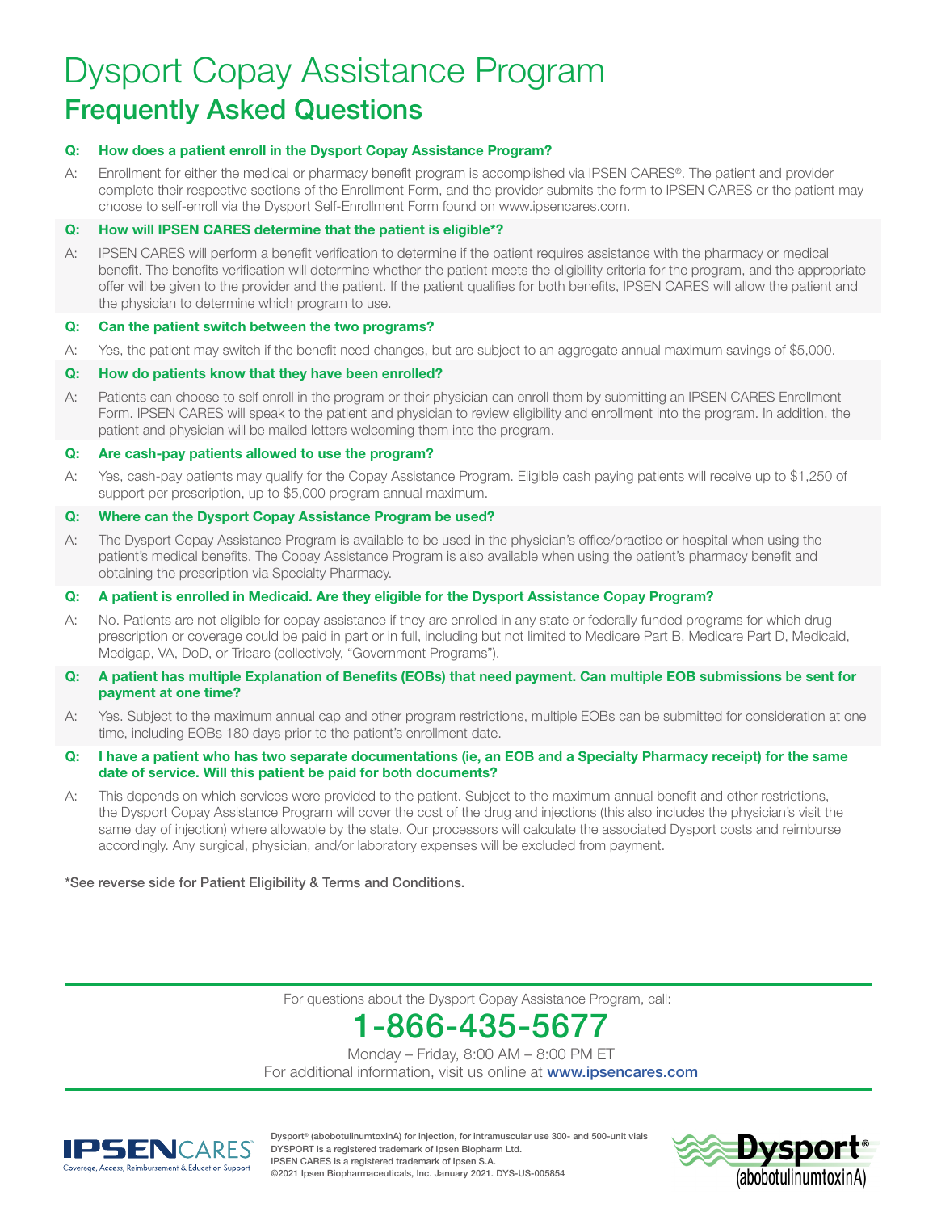# Dysport Copay Assistance Program

## Frequently Asked Questions

**Q: How does a patient enroll in the Dysport Copay Assistance Program?**

A: Enrollment for either the medical or pharmacy benefit program is accomplished via IPSEN CARES®. The patient and provider complete their respective sections of the Enrollment Form, and the provider submits the form to IPSEN CARES or the patient may choose to self-enroll via the Dysport Self-Enrollment Form found on www.ipsencares.com.

**Q: How will IPSEN CARES determine that the patient is eligible*?**

A: IPSEN CARES will perform a benefit verification to determine if the patient requires assistance with the pharmacy or medical benefit. The benefits verification will determine whether the patient meets the eligibility criteria for the program, and the appropriate offer will be given to the provider and the patient. If the patient qualifies for both benefits, IPSEN CARES will allow the patient and the physician to determine which program to use.

**Q: Can the patient switch between the two programs?**

A: Yes, the patient may switch if the benefit need changes, but are subject to an aggregate annual maximum savings of $5,000.

**Q: How do patients know that they have been enrolled?**

A: Patients can choose to self enroll in the program or their physician can enroll them by submitting an IPSEN CARES Enrollment Form. IPSEN CARES will speak to the patient and physician to review eligibility and enrollment into the program. In addition, the patient and physician will be mailed letters welcoming them into the program.

**Q: Are cash-pay patients allowed to use the program?**

A: Yes, cash-pay patients may qualify for the Copay Assistance Program. Eligible cash paying patients will receive up to $1,250 of support per prescription, up to $5,000 program annual maximum.

**Q: Where can the Dysport Copay Assistance Program be used?**

A: The Dysport Copay Assistance Program is available to be used in the physician's office/practice or hospital when using the patient's medical benefits. The Copay Assistance Program is also available when using the patient's pharmacy benefit and obtaining the prescription via Specialty Pharmacy.

**Q: A patient is enrolled in Medicaid. Are they eligible for the Dysport Assistance Copay Program?**

A: No. Patients are not eligible for copay assistance if they are enrolled in any state or federally funded programs for which drug prescription or coverage could be paid in part or in full, including but not limited to Medicare Part B, Medicare Part D, Medicaid, Medigap, VA, DoD, or Tricare (collectively, "Government Programs").

**Q: A patient has multiple Explanation of Benefits (EOBs) that need payment. Can multiple EOB submissions be sent for payment at one time?**

A: Yes. Subject to the maximum annual cap and other program restrictions, multiple EOBs can be submitted for consideration at one time, including EOBs 180 days prior to the patient's enrollment date.

**Q: I have a patient who has two separate documentations (ie, an EOB and a Specialty Pharmacy receipt) for the same date of service. Will this patient be paid for both documents?**

A: This depends on which services were provided to the patient. Subject to the maximum annual benefit and other restrictions, the Dysport Copay Assistance Program will cover the cost of the drug and injections (this also includes the physician's visit the same day of injection) where allowable by the state. Our processors will calculate the associated Dysport costs and reimburse accordingly. Any surgical, physician, and/or laboratory expenses will be excluded from payment.

**\*See reverse side for Patient Eligibility & Terms and Conditions.**

For questions about the Dysport Copay Assistance Program, call:

**1-866-435-5677**

Monday – Friday, 8:00 AM – 8:00 PM ET

For additional information, visit us online at **www.ipsencares.com**

IPSEN CARES – Coverage, Access, Reimbursement & Education Support

Dysport® (abobotulinumtoxinA) for injection, for intramuscular use 300- and 500-unit vials
DYSPORT is a registered trademark of Ipsen Biopharm Ltd.
IPSEN CARES is a registered trademark of Ipsen S.A.
©2021 Ipsen Biopharmaceuticals, Inc. January 2021. DYS-US-005854

Dysport® (abobotulinumtoxinA)